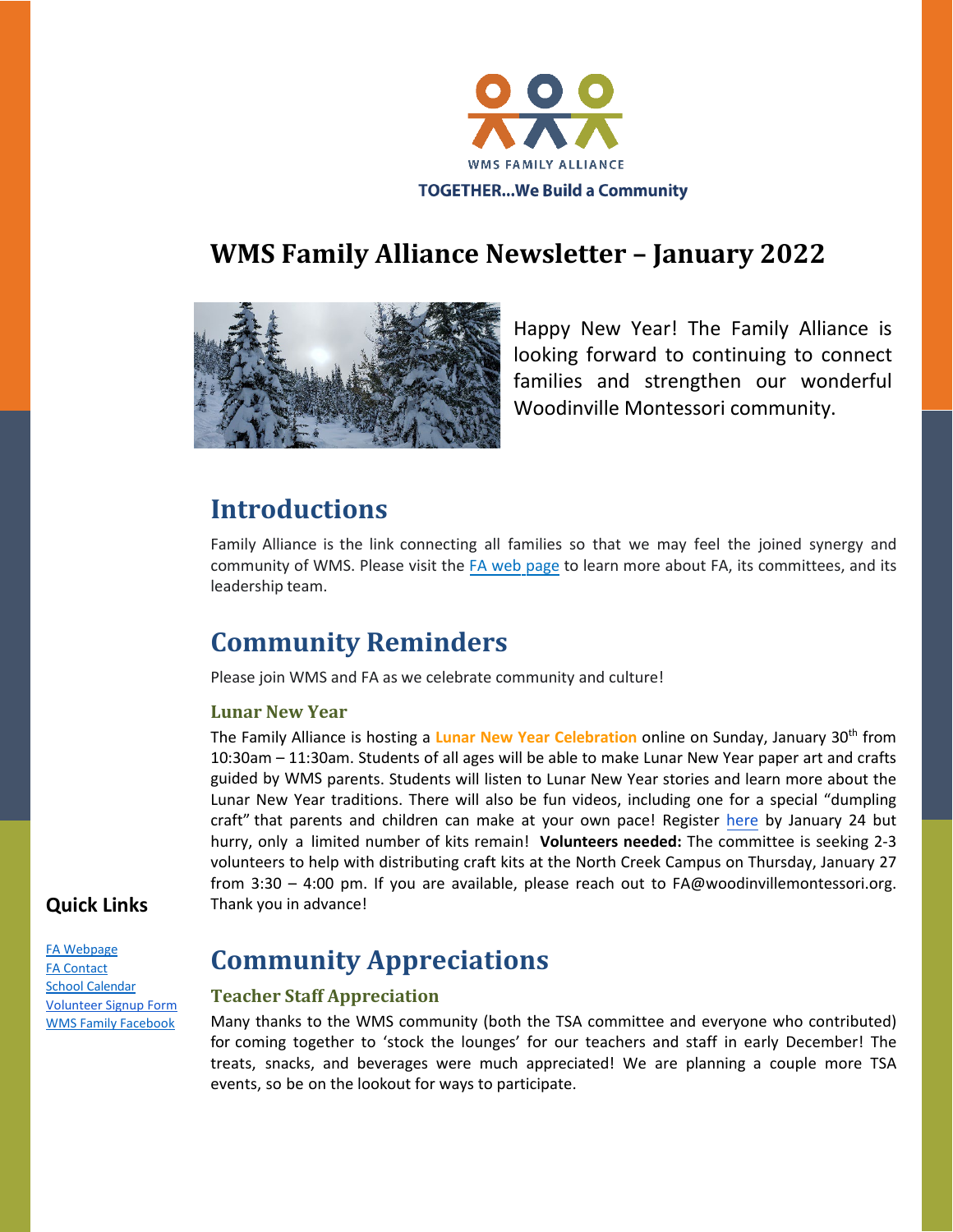WMS FAMILY ALLIANCE

TOGETHER...We Build a Community

# WMS Family Alliance Newsletter – January 2022

Happy New Year! The Family Alliance is looking forward to continuing to connect families and strengthen our wonderful Woodinville Montessori community.

## Introductions

Family Alliance is the link connecting all families so that we may feel the joined synergy and community of WMS. Please visit the FA web page to learn more about FA, its committees, and its leadership team.

## Community Reminders

Please join WMS and FA as we celebrate community and culture!

### Lunar New Year

The Family Alliance is hosting a **Lunar New Year Celebration** online on Sunday, January 30th from 10:30am – 11:30am. Students of all ages will be able to make Lunar New Year paper art and crafts guided by WMS parents. Students will listen to Lunar New Year stories and learn more about the Lunar New Year traditions. There will also be fun videos, including one for a special "dumpling craft" that parents and children can make at your own pace! Register here by January 24 but hurry, only a limited number of kits remain! **Volunteers needed:** The committee is seeking 2-3 volunteers to help with distributing craft kits at the North Creek Campus on Thursday, January 27 from 3:30 – 4:00 pm. If you are available, please reach out to FA@woodinvillemontessori.org. Thank you in advance!

## Community Appreciations

### Teacher Staff Appreciation

Many thanks to the WMS community (both the TSA committee and everyone who contributed) for coming together to 'stock the lounges' for our teachers and staff in early December! The treats, snacks, and beverages were much appreciated! We are planning a couple more TSA events, so be on the lookout for ways to participate.

**Quick Links**

- FA Webpage
- FA Contact
- School Calendar
- Volunteer Signup Form
- WMS Family Facebook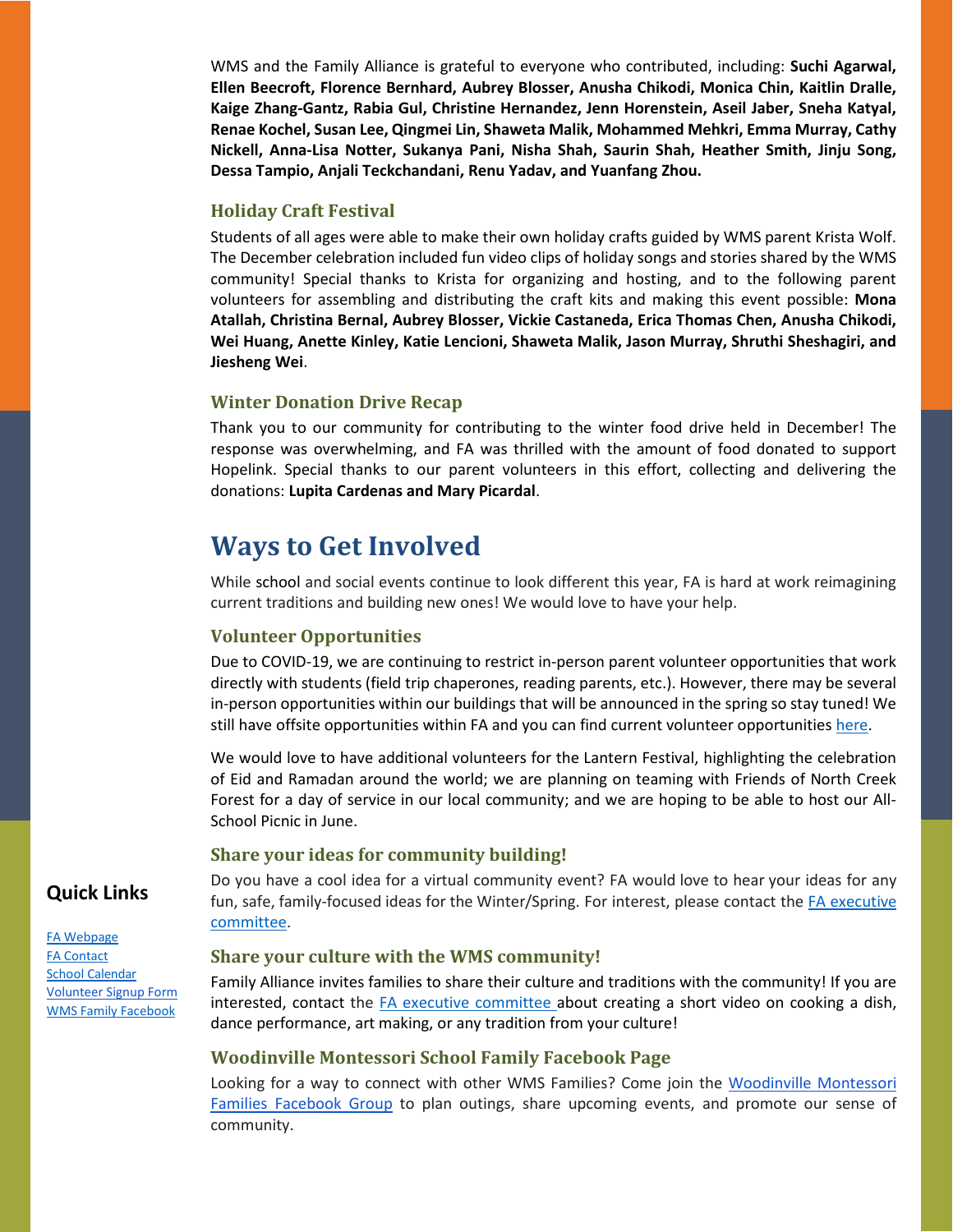WMS and the Family Alliance is grateful to everyone who contributed, including: **Suchi Agarwal, Ellen Beecroft, Florence Bernhard, Aubrey Blosser, Anusha Chikodi, Monica Chin, Kaitlin Dralle, Kaige Zhang-Gantz, Rabia Gul, Christine Hernandez, Jenn Horenstein, Aseil Jaber, Sneha Katyal, Renae Kochel, Susan Lee, Qingmei Lin, Shaweta Malik, Mohammed Mehkri, Emma Murray, Cathy Nickell, Anna-Lisa Notter, Sukanya Pani, Nisha Shah, Saurin Shah, Heather Smith, Jinju Song, Dessa Tampio, Anjali Teckchandani, Renu Yadav, and Yuanfang Zhou.**

### Holiday Craft Festival

Students of all ages were able to make their own holiday crafts guided by WMS parent Krista Wolf. The December celebration included fun video clips of holiday songs and stories shared by the WMS community! Special thanks to Krista for organizing and hosting, and to the following parent volunteers for assembling and distributing the craft kits and making this event possible: **Mona Atallah, Christina Bernal, Aubrey Blosser, Vickie Castaneda, Erica Thomas Chen, Anusha Chikodi, Wei Huang, Anette Kinley, Katie Lencioni, Shaweta Malik, Jason Murray, Shruthi Sheshagiri, and Jiesheng Wei**.

### Winter Donation Drive Recap

Thank you to our community for contributing to the winter food drive held in December! The response was overwhelming, and FA was thrilled with the amount of food donated to support Hopelink. Special thanks to our parent volunteers in this effort, collecting and delivering the donations: **Lupita Cardenas and Mary Picardal**.

## Ways to Get Involved

While school and social events continue to look different this year, FA is hard at work reimagining current traditions and building new ones! We would love to have your help.

### Volunteer Opportunities

Due to COVID-19, we are continuing to restrict in-person parent volunteer opportunities that work directly with students (field trip chaperones, reading parents, etc.). However, there may be several in-person opportunities within our buildings that will be announced in the spring so stay tuned! We still have offsite opportunities within FA and you can find current volunteer opportunities here.

We would love to have additional volunteers for the Lantern Festival, highlighting the celebration of Eid and Ramadan around the world; we are planning on teaming with Friends of North Creek Forest for a day of service in our local community; and we are hoping to be able to host our All-School Picnic in June.

### Share your ideas for community building!

Do you have a cool idea for a virtual community event? FA would love to hear your ideas for any fun, safe, family-focused ideas for the Winter/Spring. For interest, please contact the FA executive committee.

### Share your culture with the WMS community!

Family Alliance invites families to share their culture and traditions with the community! If you are interested, contact the FA executive committee about creating a short video on cooking a dish, dance performance, art making, or any tradition from your culture!

### Woodinville Montessori School Family Facebook Page

Looking for a way to connect with other WMS Families? Come join the Woodinville Montessori Families Facebook Group to plan outings, share upcoming events, and promote our sense of community.

### Quick Links

FA Webpage
FA Contact
School Calendar
Volunteer Signup Form
WMS Family Facebook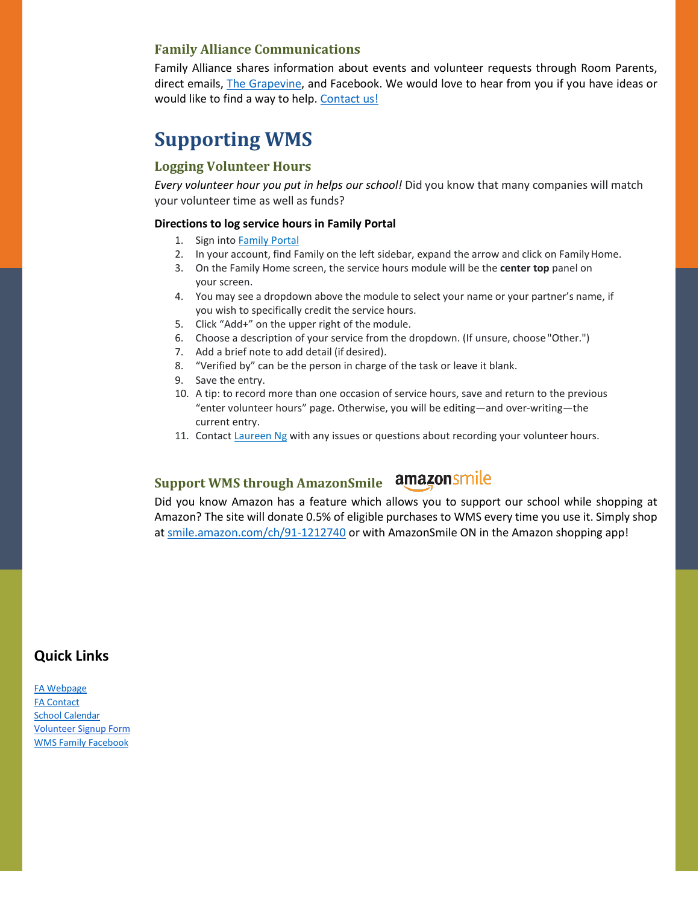### Family Alliance Communications

Family Alliance shares information about events and volunteer requests through Room Parents, direct emails, The Grapevine, and Facebook. We would love to hear from you if you have ideas or would like to find a way to help. Contact us!

## Supporting WMS

### Logging Volunteer Hours

*Every volunteer hour you put in helps our school!* Did you know that many companies will match your volunteer time as well as funds?

**Directions to log service hours in Family Portal**

1. Sign into Family Portal
2. In your account, find Family on the left sidebar, expand the arrow and click on Family Home.
3. On the Family Home screen, the service hours module will be the **center top** panel on your screen.
4. You may see a dropdown above the module to select your name or your partner's name, if you wish to specifically credit the service hours.
5. Click "Add+" on the upper right of the module.
6. Choose a description of your service from the dropdown. (If unsure, choose "Other.")
7. Add a brief note to add detail (if desired).
8. "Verified by" can be the person in charge of the task or leave it blank.
9. Save the entry.
10. A tip: to record more than one occasion of service hours, save and return to the previous "enter volunteer hours" page. Otherwise, you will be editing—and over-writing—the current entry.
11. Contact Laureen Ng with any issues or questions about recording your volunteer hours.

### Support WMS through AmazonSmile

amazonsmile

Did you know Amazon has a feature which allows you to support our school while shopping at Amazon? The site will donate 0.5% of eligible purchases to WMS every time you use it. Simply shop at smile.amazon.com/ch/91-1212740 or with AmazonSmile ON in the Amazon shopping app!

## Quick Links

FA Webpage
FA Contact
School Calendar
Volunteer Signup Form
WMS Family Facebook